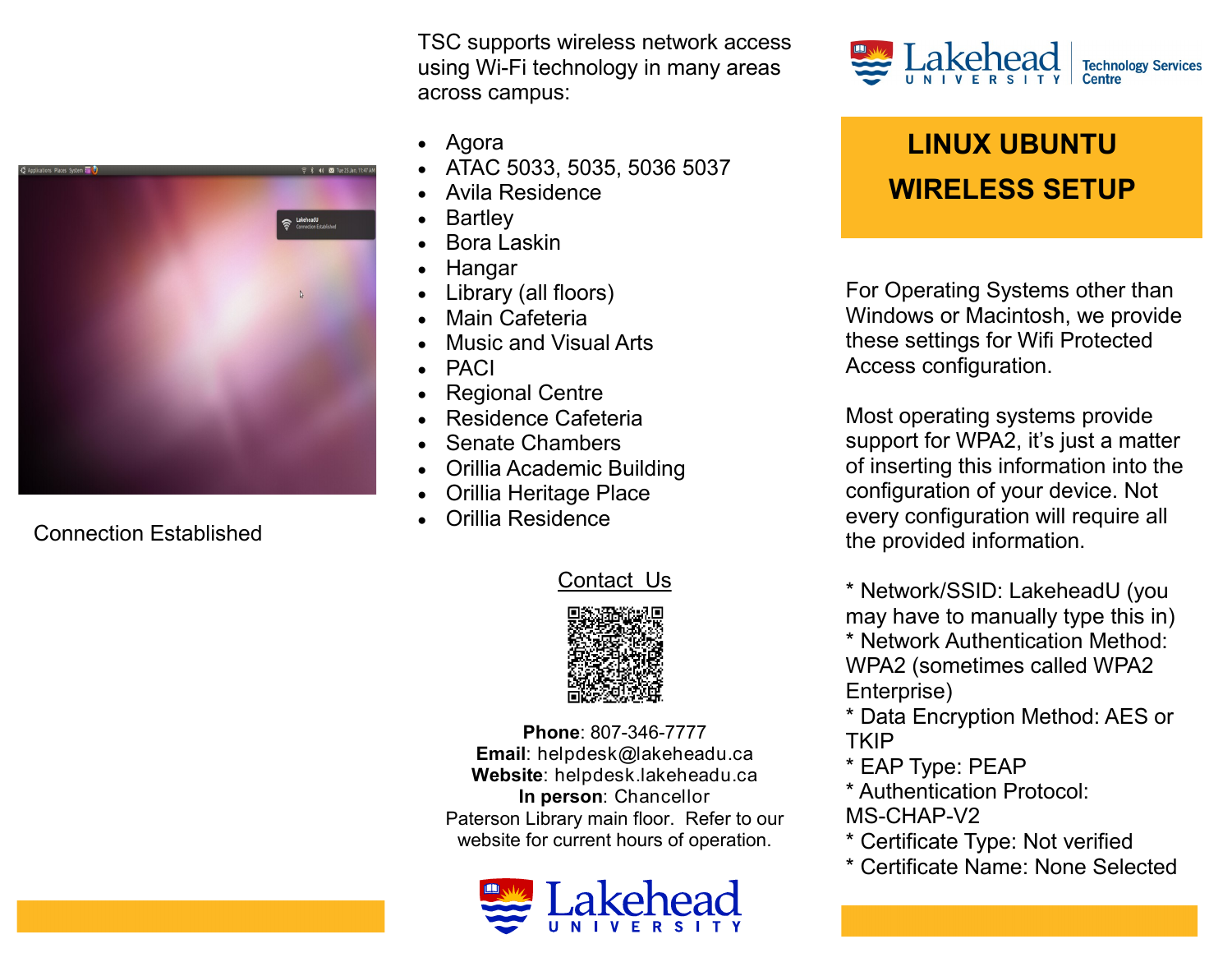Connection Established

TSC supports wireless network access using Wi-Fi technology in many areas across campus:

- Agora
- ATAC 5033, 5035, 5036 5037
- Avila Residence
- Bartley
- Bora Laskin
- Hangar
- Library (all floors)
- Main Cafeteria
- Music and Visual Arts
- PACI
- Regional Centre
- Residence Cafeteria
- Senate Chambers
- Orillia Academic Building
- Orillia Heritage Place
- Orillia Residence

Contact Us

**Phone**: 807-346-7777
**Email**: helpdesk@lakeheadu.ca
**Website**: helpdesk.lakeheadu.ca
**In person**: Chancellor Paterson Library main floor. Refer to our website for current hours of operation.

Lakehead University

Lakehead University | Technology Services Centre

# LINUX UBUNTU WIRELESS SETUP

For Operating Systems other than Windows or Macintosh, we provide these settings for Wifi Protected Access configuration.

Most operating systems provide support for WPA2, it's just a matter of inserting this information into the configuration of your device. Not every configuration will require all the provided information.

* Network/SSID: LakeheadU (you may have to manually type this in)
* Network Authentication Method: WPA2 (sometimes called WPA2 Enterprise)
* Data Encryption Method: AES or TKIP
* EAP Type: PEAP
* Authentication Protocol: MS-CHAP-V2
* Certificate Type: Not verified
* Certificate Name: None Selected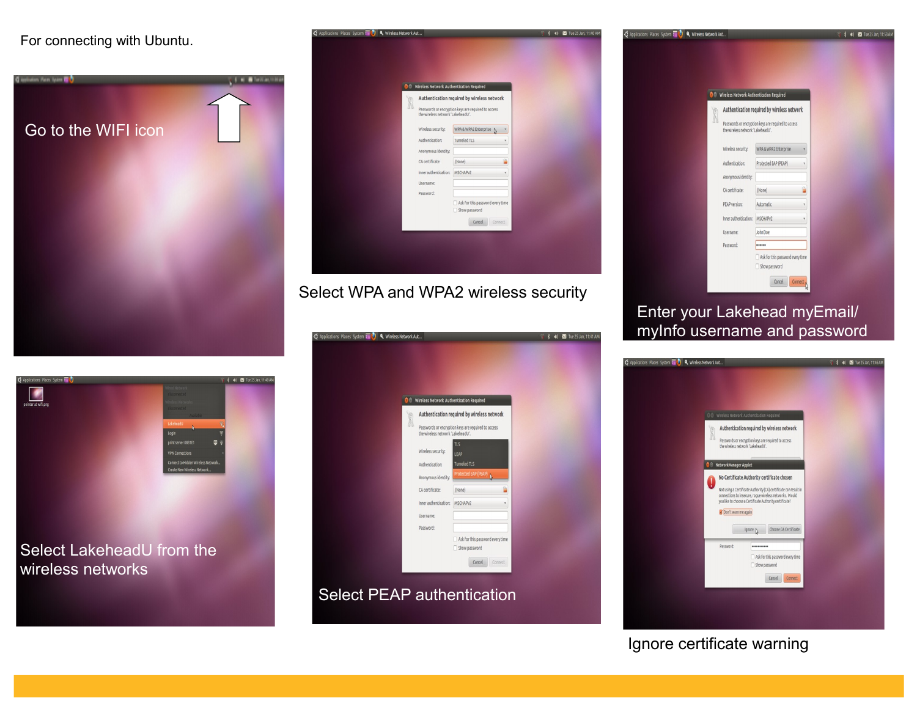For connecting with Ubuntu.

Go to the WIFI icon

Select LakeheadU from the wireless networks

Select WPA and WPA2 wireless security

Select PEAP authentication

Enter your Lakehead myEmail/ myInfo username and password

Ignore certificate warning